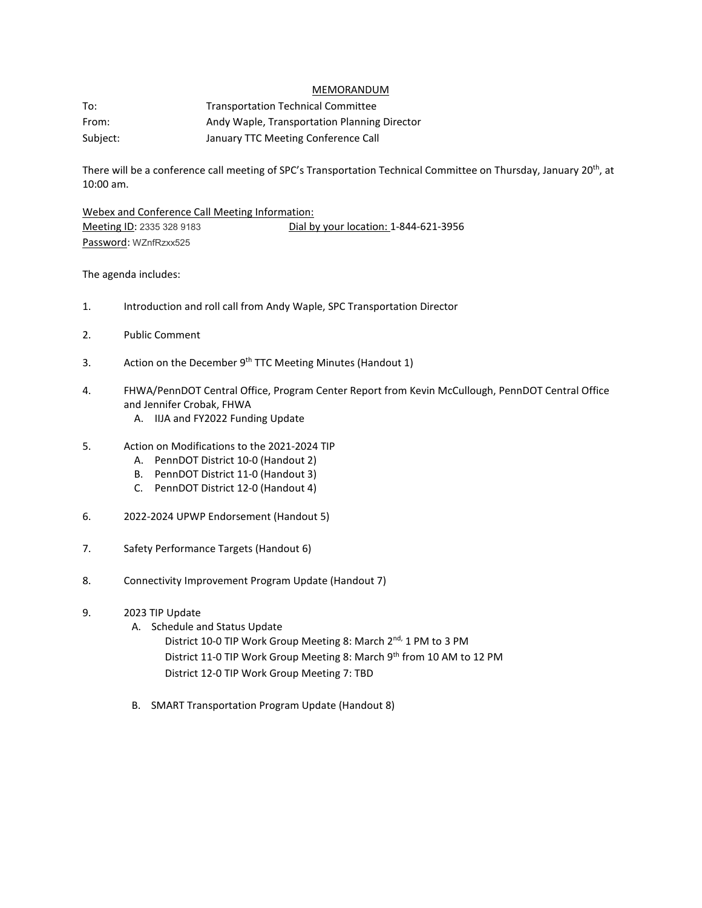# MEMORANDUM

| | |
|---|---|
| To: | Transportation Technical Committee |
| From: | Andy Waple, Transportation Planning Director |
| Subject: | January TTC Meeting Conference Call |

There will be a conference call meeting of SPC's Transportation Technical Committee on Thursday, January 20th, at 10:00 am.

Webex and Conference Call Meeting Information:

Meeting ID: 2335 328 9183 Dial by your location: 1-844-621-3956

Password: WZnfRzxx525

The agenda includes:

1. Introduction and roll call from Andy Waple, SPC Transportation Director

2. Public Comment

3. Action on the December 9th TTC Meeting Minutes (Handout 1)

4. FHWA/PennDOT Central Office, Program Center Report from Kevin McCullough, PennDOT Central Office and Jennifer Crobak, FHWA
   - A. IIJA and FY2022 Funding Update

5. Action on Modifications to the 2021-2024 TIP
   - A. PennDOT District 10-0 (Handout 2)
   - B. PennDOT District 11-0 (Handout 3)
   - C. PennDOT District 12-0 (Handout 4)

6. 2022-2024 UPWP Endorsement (Handout 5)

7. Safety Performance Targets (Handout 6)

8. Connectivity Improvement Program Update (Handout 7)

9. 2023 TIP Update
   - A. Schedule and Status Update
     - District 10-0 TIP Work Group Meeting 8: March 2nd, 1 PM to 3 PM
     - District 11-0 TIP Work Group Meeting 8: March 9th from 10 AM to 12 PM
     - District 12-0 TIP Work Group Meeting 7: TBD
   - B. SMART Transportation Program Update (Handout 8)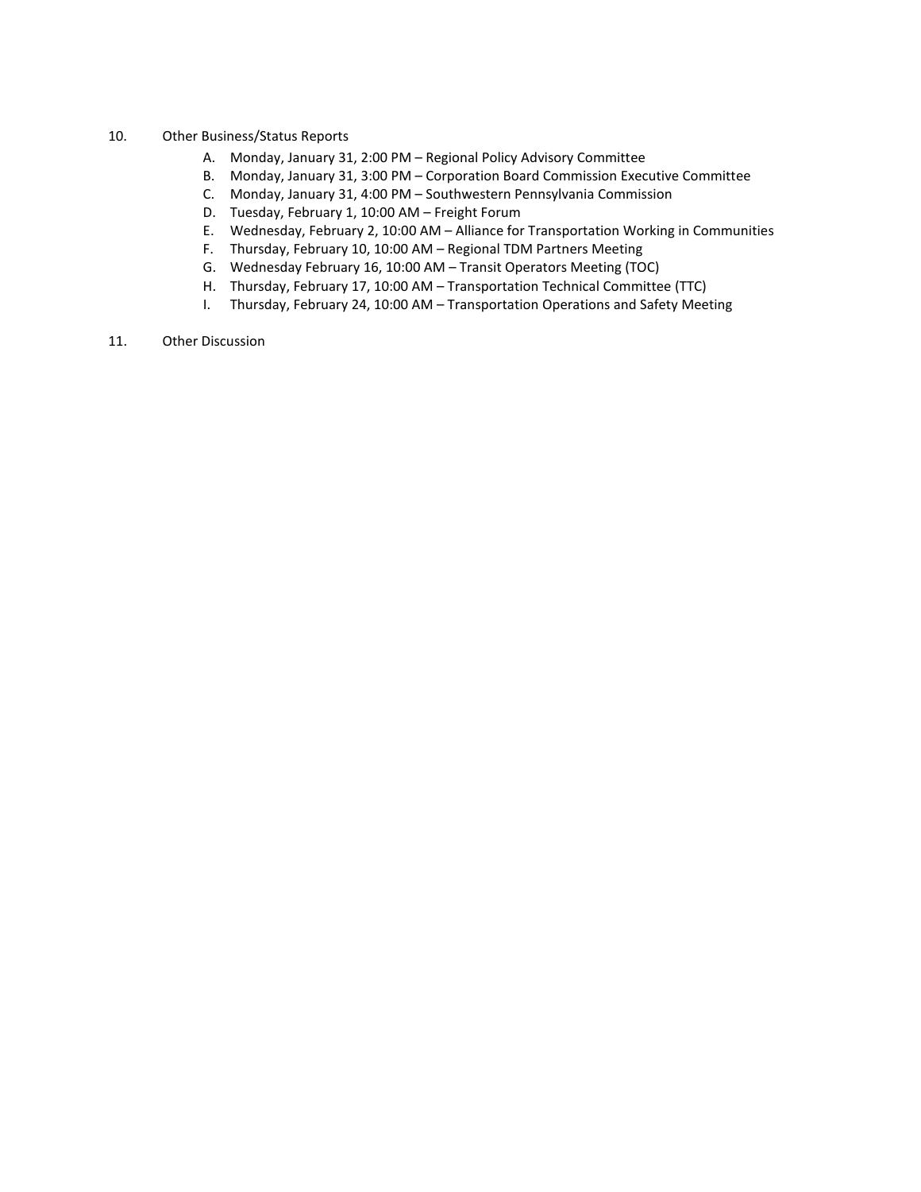10. Other Business/Status Reports
    A. Monday, January 31, 2:00 PM – Regional Policy Advisory Committee
    B. Monday, January 31, 3:00 PM – Corporation Board Commission Executive Committee
    C. Monday, January 31, 4:00 PM – Southwestern Pennsylvania Commission
    D. Tuesday, February 1, 10:00 AM – Freight Forum
    E. Wednesday, February 2, 10:00 AM – Alliance for Transportation Working in Communities
    F. Thursday, February 10, 10:00 AM – Regional TDM Partners Meeting
    G. Wednesday February 16, 10:00 AM – Transit Operators Meeting (TOC)
    H. Thursday, February 17, 10:00 AM – Transportation Technical Committee (TTC)
    I. Thursday, February 24, 10:00 AM – Transportation Operations and Safety Meeting

11. Other Discussion